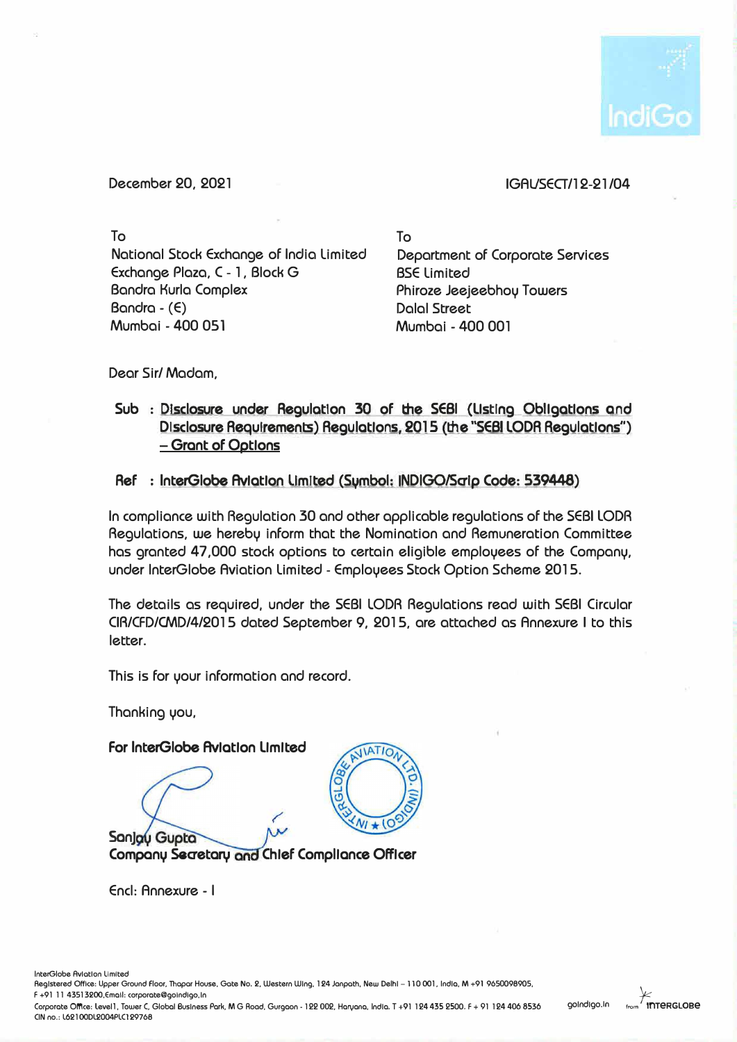December 20, 2021

IGAL/SECT/12-21/04

To
National Stock Exchange of India Limited
Exchange Plaza, C - 1, Block G
Bandra Kurla Complex
Bandra - (E)
Mumbai - 400 051

To
Department of Corporate Services
BSE Limited
Phiroze Jeejeebhoy Towers
Dalal Street
Mumbai - 400 001

Dear Sir/ Madam,

**Sub : Disclosure under Regulation 30 of the SEBI (Listing Obligations and Disclosure Requirements) Regulations, 2015 (the "SEBI LODR Regulations") – Grant of Options**

**Ref : InterGlobe Aviation Limited (Symbol: INDIGO/Scrip Code: 539448)**

In compliance with Regulation 30 and other applicable regulations of the SEBI LODR Regulations, we hereby inform that the Nomination and Remuneration Committee has granted 47,000 stock options to certain eligible employees of the Company, under InterGlobe Aviation Limited - Employees Stock Option Scheme 2015.

The details as required, under the SEBI LODR Regulations read with SEBI Circular CIR/CFD/CMD/4/2015 dated September 9, 2015, are attached as Annexure I to this letter.

This is for your information and record.

Thanking you,

**For InterGlobe Aviation Limited**

**Sanjay Gupta**
**Company Secretary and Chief Compliance Officer**

Encl: Annexure - I

InterGlobe Aviation Limited
Registered Office: Upper Ground Floor, Thapar House, Gate No. 2, Western Wing, 124 Janpath, New Delhi – 110 001, India, M +91 9650098905, F +91 11 43513200, Email: corporate@goindigo.in
Corporate Office: Level1, Tower C, Global Business Park, M G Road, Gurgaon - 122 002, Haryana, India. T +91 124 435 2500. F + 91 124 406 8536
CIN no.: L62100DL2004PLC129768

goindigo.in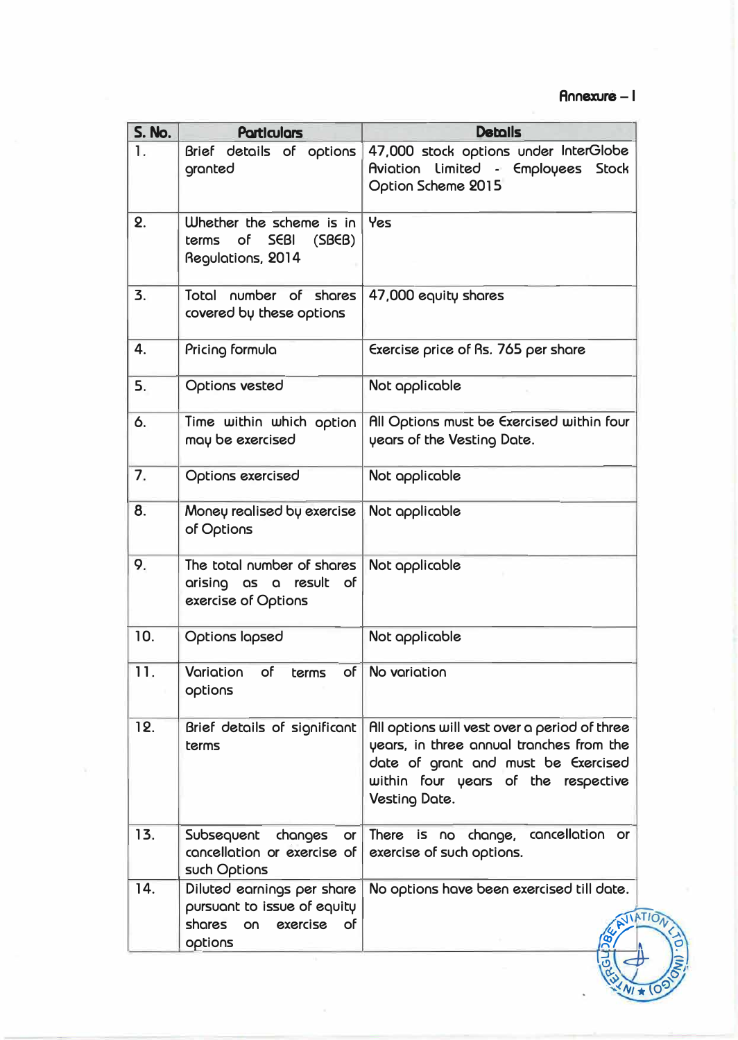**Annexure – I**

| S. No. | Particulars | Details |
|---|---|---|
| 1. | Brief details of options granted | 47,000 stock options under InterGlobe Aviation Limited - Employees Stock Option Scheme 2015 |
| 2. | Whether the scheme is in terms of SEBI (SBEB) Regulations, 2014 | Yes |
| 3. | Total number of shares covered by these options | 47,000 equity shares |
| 4. | Pricing formula | Exercise price of Rs. 765 per share |
| 5. | Options vested | Not applicable |
| 6. | Time within which option may be exercised | All Options must be Exercised within four years of the Vesting Date. |
| 7. | Options exercised | Not applicable |
| 8. | Money realised by exercise of Options | Not applicable |
| 9. | The total number of shares arising as a result of exercise of Options | Not applicable |
| 10. | Options lapsed | Not applicable |
| 11. | Variation of terms of options | No variation |
| 12. | Brief details of significant terms | All options will vest over a period of three years, in three annual tranches from the date of grant and must be Exercised within four years of the respective Vesting Date. |
| 13. | Subsequent changes or cancellation or exercise of such Options | There is no change, cancellation or exercise of such options. |
| 14. | Diluted earnings per share pursuant to issue of equity shares on exercise of options | No options have been exercised till date. |